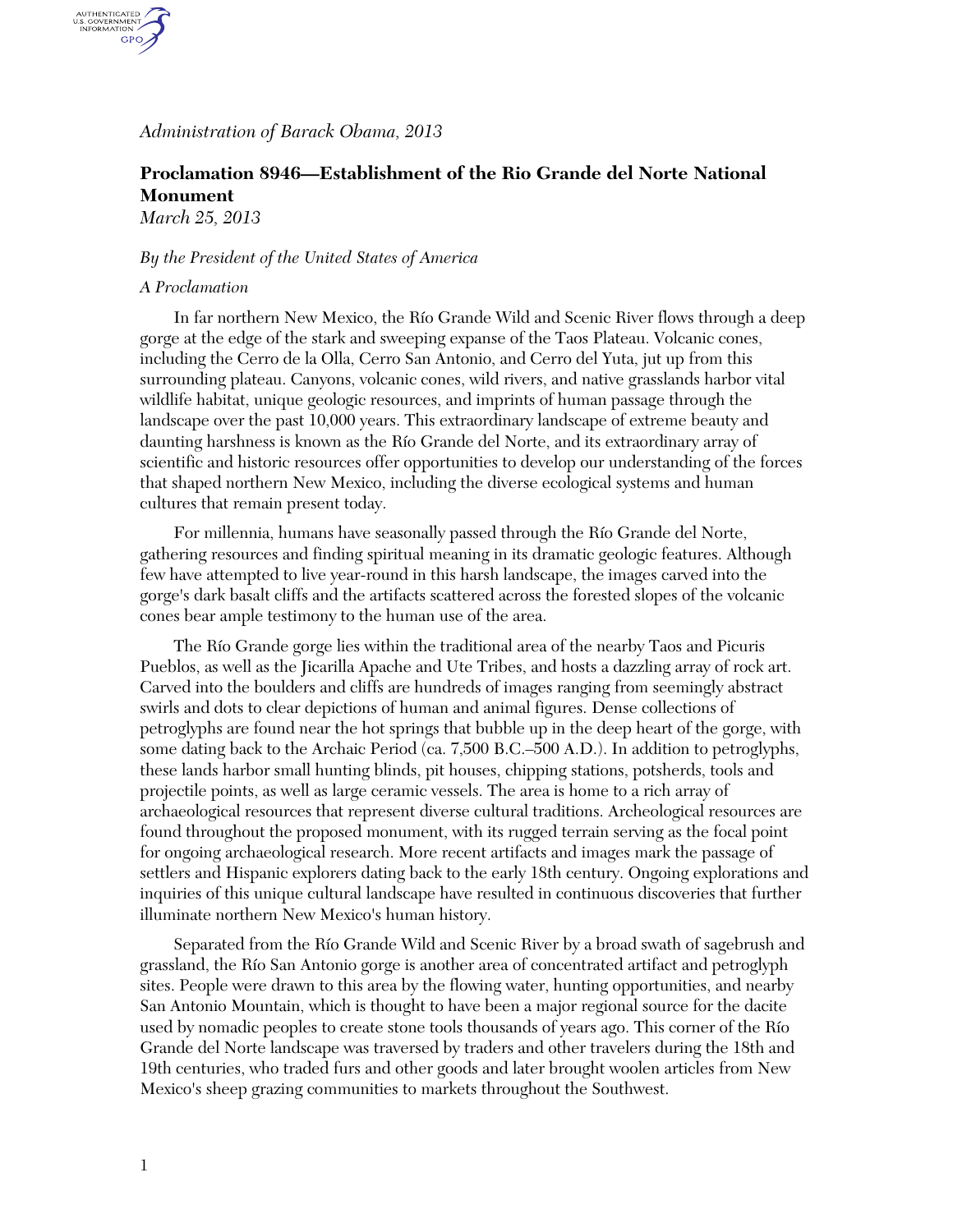*Administration of Barack Obama, 2013*

## Proclamation 8946—Establishment of the Rio Grande del Norte National Monument

*March 25, 2013*

*By the President of the United States of America*

*A Proclamation*

In far northern New Mexico, the Río Grande Wild and Scenic River flows through a deep gorge at the edge of the stark and sweeping expanse of the Taos Plateau. Volcanic cones, including the Cerro de la Olla, Cerro San Antonio, and Cerro del Yuta, jut up from this surrounding plateau. Canyons, volcanic cones, wild rivers, and native grasslands harbor vital wildlife habitat, unique geologic resources, and imprints of human passage through the landscape over the past 10,000 years. This extraordinary landscape of extreme beauty and daunting harshness is known as the Río Grande del Norte, and its extraordinary array of scientific and historic resources offer opportunities to develop our understanding of the forces that shaped northern New Mexico, including the diverse ecological systems and human cultures that remain present today.

For millennia, humans have seasonally passed through the Río Grande del Norte, gathering resources and finding spiritual meaning in its dramatic geologic features. Although few have attempted to live year-round in this harsh landscape, the images carved into the gorge's dark basalt cliffs and the artifacts scattered across the forested slopes of the volcanic cones bear ample testimony to the human use of the area.

The Río Grande gorge lies within the traditional area of the nearby Taos and Picuris Pueblos, as well as the Jicarilla Apache and Ute Tribes, and hosts a dazzling array of rock art. Carved into the boulders and cliffs are hundreds of images ranging from seemingly abstract swirls and dots to clear depictions of human and animal figures. Dense collections of petroglyphs are found near the hot springs that bubble up in the deep heart of the gorge, with some dating back to the Archaic Period (ca. 7,500 B.C.–500 A.D.). In addition to petroglyphs, these lands harbor small hunting blinds, pit houses, chipping stations, potsherds, tools and projectile points, as well as large ceramic vessels. The area is home to a rich array of archaeological resources that represent diverse cultural traditions. Archeological resources are found throughout the proposed monument, with its rugged terrain serving as the focal point for ongoing archaeological research. More recent artifacts and images mark the passage of settlers and Hispanic explorers dating back to the early 18th century. Ongoing explorations and inquiries of this unique cultural landscape have resulted in continuous discoveries that further illuminate northern New Mexico's human history.

Separated from the Río Grande Wild and Scenic River by a broad swath of sagebrush and grassland, the Río San Antonio gorge is another area of concentrated artifact and petroglyph sites. People were drawn to this area by the flowing water, hunting opportunities, and nearby San Antonio Mountain, which is thought to have been a major regional source for the dacite used by nomadic peoples to create stone tools thousands of years ago. This corner of the Río Grande del Norte landscape was traversed by traders and other travelers during the 18th and 19th centuries, who traded furs and other goods and later brought woolen articles from New Mexico's sheep grazing communities to markets throughout the Southwest.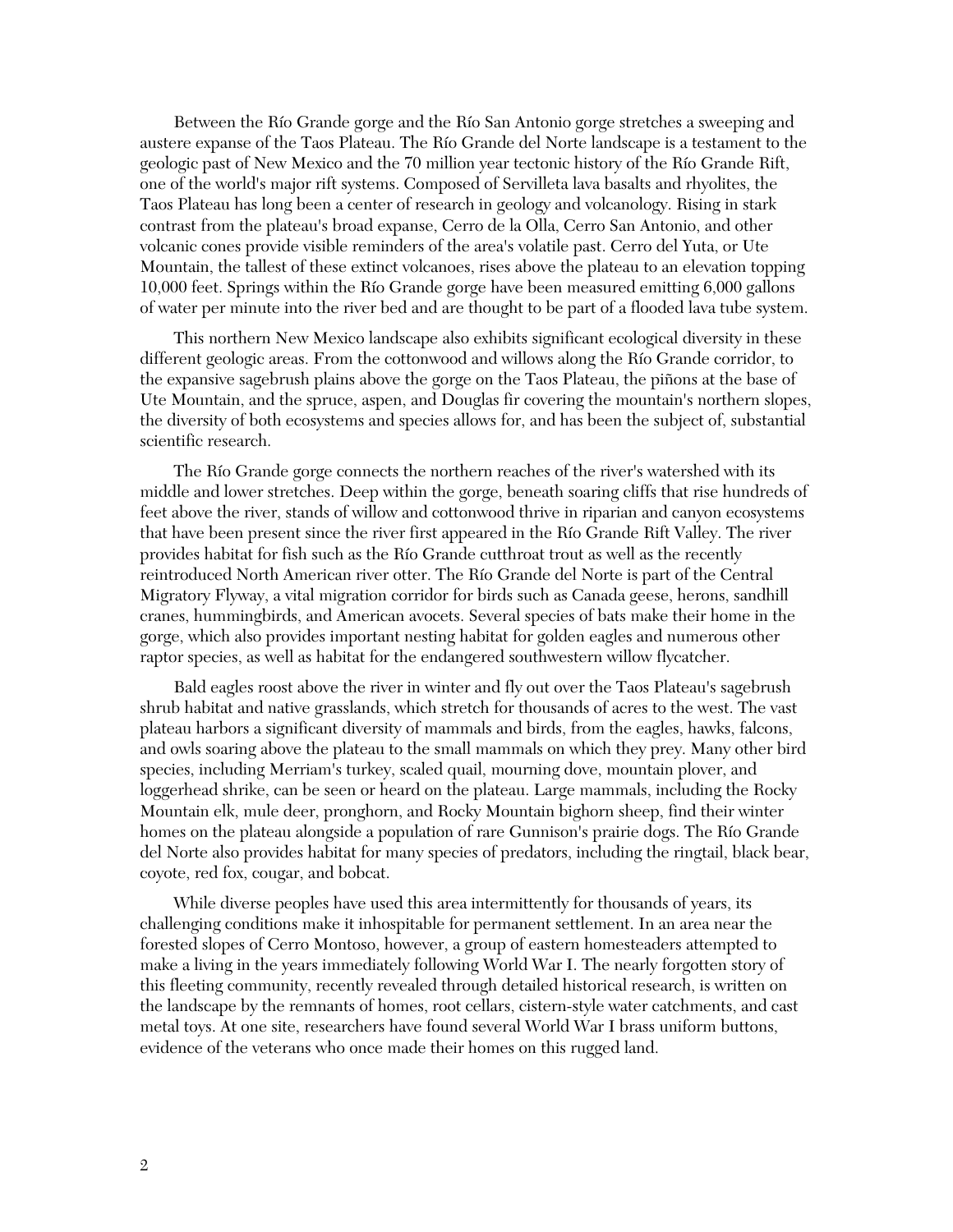Between the Río Grande gorge and the Río San Antonio gorge stretches a sweeping and austere expanse of the Taos Plateau. The Río Grande del Norte landscape is a testament to the geologic past of New Mexico and the 70 million year tectonic history of the Río Grande Rift, one of the world's major rift systems. Composed of Servilleta lava basalts and rhyolites, the Taos Plateau has long been a center of research in geology and volcanology. Rising in stark contrast from the plateau's broad expanse, Cerro de la Olla, Cerro San Antonio, and other volcanic cones provide visible reminders of the area's volatile past. Cerro del Yuta, or Ute Mountain, the tallest of these extinct volcanoes, rises above the plateau to an elevation topping 10,000 feet. Springs within the Río Grande gorge have been measured emitting 6,000 gallons of water per minute into the river bed and are thought to be part of a flooded lava tube system.

This northern New Mexico landscape also exhibits significant ecological diversity in these different geologic areas. From the cottonwood and willows along the Río Grande corridor, to the expansive sagebrush plains above the gorge on the Taos Plateau, the piñons at the base of Ute Mountain, and the spruce, aspen, and Douglas fir covering the mountain's northern slopes, the diversity of both ecosystems and species allows for, and has been the subject of, substantial scientific research.

The Río Grande gorge connects the northern reaches of the river's watershed with its middle and lower stretches. Deep within the gorge, beneath soaring cliffs that rise hundreds of feet above the river, stands of willow and cottonwood thrive in riparian and canyon ecosystems that have been present since the river first appeared in the Río Grande Rift Valley. The river provides habitat for fish such as the Río Grande cutthroat trout as well as the recently reintroduced North American river otter. The Río Grande del Norte is part of the Central Migratory Flyway, a vital migration corridor for birds such as Canada geese, herons, sandhill cranes, hummingbirds, and American avocets. Several species of bats make their home in the gorge, which also provides important nesting habitat for golden eagles and numerous other raptor species, as well as habitat for the endangered southwestern willow flycatcher.

Bald eagles roost above the river in winter and fly out over the Taos Plateau's sagebrush shrub habitat and native grasslands, which stretch for thousands of acres to the west. The vast plateau harbors a significant diversity of mammals and birds, from the eagles, hawks, falcons, and owls soaring above the plateau to the small mammals on which they prey. Many other bird species, including Merriam's turkey, scaled quail, mourning dove, mountain plover, and loggerhead shrike, can be seen or heard on the plateau. Large mammals, including the Rocky Mountain elk, mule deer, pronghorn, and Rocky Mountain bighorn sheep, find their winter homes on the plateau alongside a population of rare Gunnison's prairie dogs. The Río Grande del Norte also provides habitat for many species of predators, including the ringtail, black bear, coyote, red fox, cougar, and bobcat.

While diverse peoples have used this area intermittently for thousands of years, its challenging conditions make it inhospitable for permanent settlement. In an area near the forested slopes of Cerro Montoso, however, a group of eastern homesteaders attempted to make a living in the years immediately following World War I. The nearly forgotten story of this fleeting community, recently revealed through detailed historical research, is written on the landscape by the remnants of homes, root cellars, cistern-style water catchments, and cast metal toys. At one site, researchers have found several World War I brass uniform buttons, evidence of the veterans who once made their homes on this rugged land.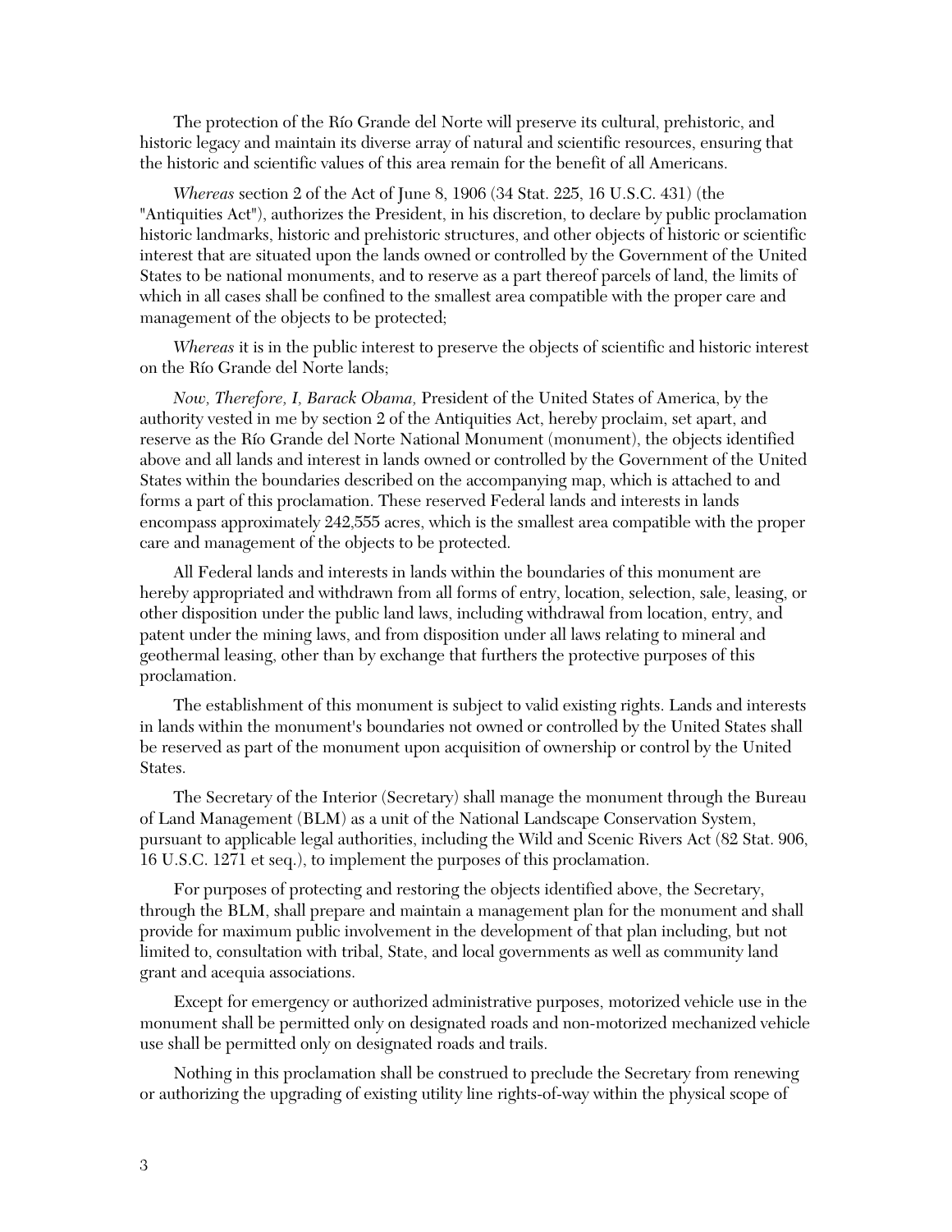The protection of the Río Grande del Norte will preserve its cultural, prehistoric, and historic legacy and maintain its diverse array of natural and scientific resources, ensuring that the historic and scientific values of this area remain for the benefit of all Americans.

*Whereas* section 2 of the Act of June 8, 1906 (34 Stat. 225, 16 U.S.C. 431) (the "Antiquities Act"), authorizes the President, in his discretion, to declare by public proclamation historic landmarks, historic and prehistoric structures, and other objects of historic or scientific interest that are situated upon the lands owned or controlled by the Government of the United States to be national monuments, and to reserve as a part thereof parcels of land, the limits of which in all cases shall be confined to the smallest area compatible with the proper care and management of the objects to be protected;

*Whereas* it is in the public interest to preserve the objects of scientific and historic interest on the Río Grande del Norte lands;

*Now, Therefore, I, Barack Obama,* President of the United States of America, by the authority vested in me by section 2 of the Antiquities Act, hereby proclaim, set apart, and reserve as the Río Grande del Norte National Monument (monument), the objects identified above and all lands and interest in lands owned or controlled by the Government of the United States within the boundaries described on the accompanying map, which is attached to and forms a part of this proclamation. These reserved Federal lands and interests in lands encompass approximately 242,555 acres, which is the smallest area compatible with the proper care and management of the objects to be protected.

All Federal lands and interests in lands within the boundaries of this monument are hereby appropriated and withdrawn from all forms of entry, location, selection, sale, leasing, or other disposition under the public land laws, including withdrawal from location, entry, and patent under the mining laws, and from disposition under all laws relating to mineral and geothermal leasing, other than by exchange that furthers the protective purposes of this proclamation.

The establishment of this monument is subject to valid existing rights. Lands and interests in lands within the monument's boundaries not owned or controlled by the United States shall be reserved as part of the monument upon acquisition of ownership or control by the United States.

The Secretary of the Interior (Secretary) shall manage the monument through the Bureau of Land Management (BLM) as a unit of the National Landscape Conservation System, pursuant to applicable legal authorities, including the Wild and Scenic Rivers Act (82 Stat. 906, 16 U.S.C. 1271 et seq.), to implement the purposes of this proclamation.

For purposes of protecting and restoring the objects identified above, the Secretary, through the BLM, shall prepare and maintain a management plan for the monument and shall provide for maximum public involvement in the development of that plan including, but not limited to, consultation with tribal, State, and local governments as well as community land grant and acequia associations.

Except for emergency or authorized administrative purposes, motorized vehicle use in the monument shall be permitted only on designated roads and non-motorized mechanized vehicle use shall be permitted only on designated roads and trails.

Nothing in this proclamation shall be construed to preclude the Secretary from renewing or authorizing the upgrading of existing utility line rights-of-way within the physical scope of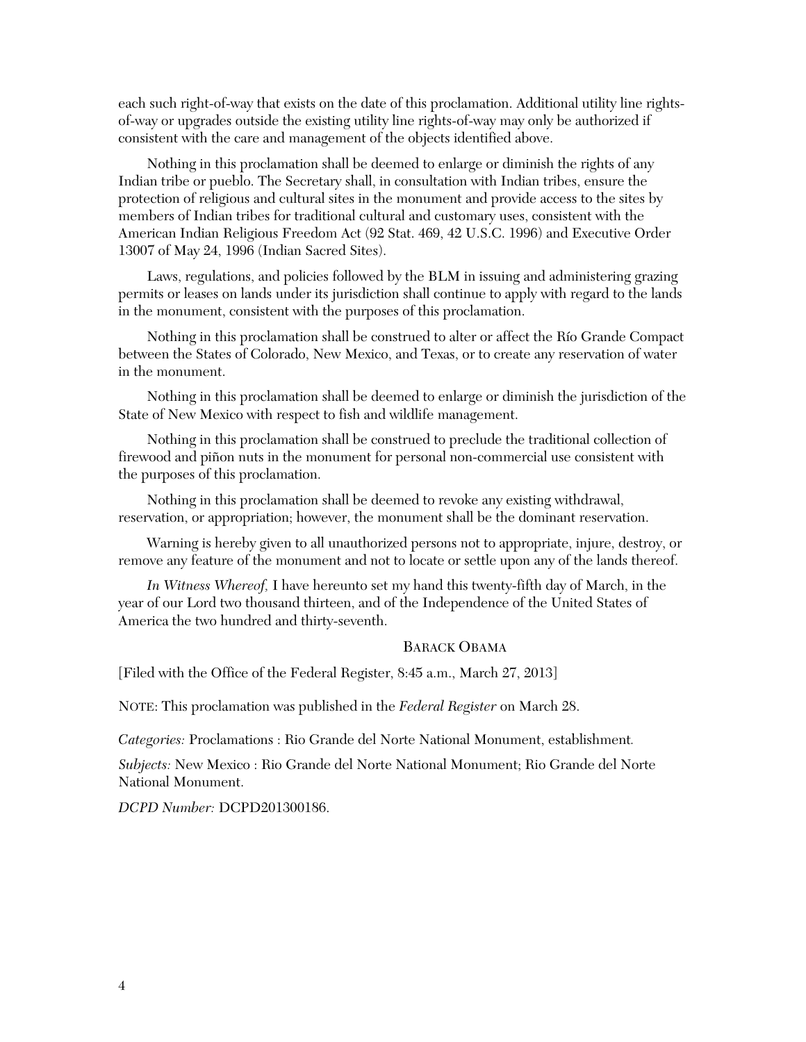each such right-of-way that exists on the date of this proclamation. Additional utility line rights-of-way or upgrades outside the existing utility line rights-of-way may only be authorized if consistent with the care and management of the objects identified above.

Nothing in this proclamation shall be deemed to enlarge or diminish the rights of any Indian tribe or pueblo. The Secretary shall, in consultation with Indian tribes, ensure the protection of religious and cultural sites in the monument and provide access to the sites by members of Indian tribes for traditional cultural and customary uses, consistent with the American Indian Religious Freedom Act (92 Stat. 469, 42 U.S.C. 1996) and Executive Order 13007 of May 24, 1996 (Indian Sacred Sites).

Laws, regulations, and policies followed by the BLM in issuing and administering grazing permits or leases on lands under its jurisdiction shall continue to apply with regard to the lands in the monument, consistent with the purposes of this proclamation.

Nothing in this proclamation shall be construed to alter or affect the Río Grande Compact between the States of Colorado, New Mexico, and Texas, or to create any reservation of water in the monument.

Nothing in this proclamation shall be deemed to enlarge or diminish the jurisdiction of the State of New Mexico with respect to fish and wildlife management.

Nothing in this proclamation shall be construed to preclude the traditional collection of firewood and piñon nuts in the monument for personal non-commercial use consistent with the purposes of this proclamation.

Nothing in this proclamation shall be deemed to revoke any existing withdrawal, reservation, or appropriation; however, the monument shall be the dominant reservation.

Warning is hereby given to all unauthorized persons not to appropriate, injure, destroy, or remove any feature of the monument and not to locate or settle upon any of the lands thereof.

*In Witness Whereof,* I have hereunto set my hand this twenty-fifth day of March, in the year of our Lord two thousand thirteen, and of the Independence of the United States of America the two hundred and thirty-seventh.

BARACK OBAMA

[Filed with the Office of the Federal Register, 8:45 a.m., March 27, 2013]

NOTE: This proclamation was published in the *Federal Register* on March 28.

*Categories:* Proclamations : Rio Grande del Norte National Monument, establishment.

*Subjects:* New Mexico : Rio Grande del Norte National Monument; Rio Grande del Norte National Monument.

*DCPD Number:* DCPD201300186.